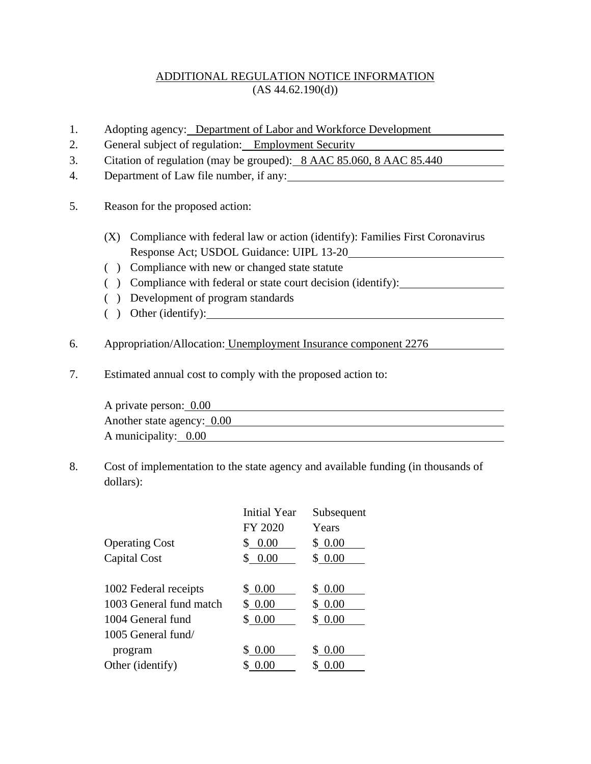# ADDITIONAL REGULATION NOTICE INFORMATION
(AS 44.62.190(d))

1. Adopting agency: Department of Labor and Workforce Development
2. General subject of regulation: Employment Security
3. Citation of regulation (may be grouped): 8 AAC 85.060, 8 AAC 85.440
4. Department of Law file number, if any:

5. Reason for the proposed action:

   (X) Compliance with federal law or action (identify): Families First Coronavirus Response Act; USDOL Guidance: UIPL 13-20
   ( ) Compliance with new or changed state statute
   ( ) Compliance with federal or state court decision (identify):
   ( ) Development of program standards
   ( ) Other (identify):

6. Appropriation/Allocation: Unemployment Insurance component 2276

7. Estimated annual cost to comply with the proposed action to:

   A private person: 0.00
   Another state agency: 0.00
   A municipality: 0.00

8. Cost of implementation to the state agency and available funding (in thousands of dollars):

| | Initial Year FY 2020 | Subsequent Years |
|---|---|---|
| Operating Cost | $ 0.00 | $ 0.00 |
| Capital Cost | $ 0.00 | $ 0.00 |
| | | |
| 1002 Federal receipts | $ 0.00 | $ 0.00 |
| 1003 General fund match | $ 0.00 | $ 0.00 |
| 1004 General fund | $ 0.00 | $ 0.00 |
| 1005 General fund/ program | $ 0.00 | $ 0.00 |
| Other (identify) | $ 0.00 | $ 0.00 |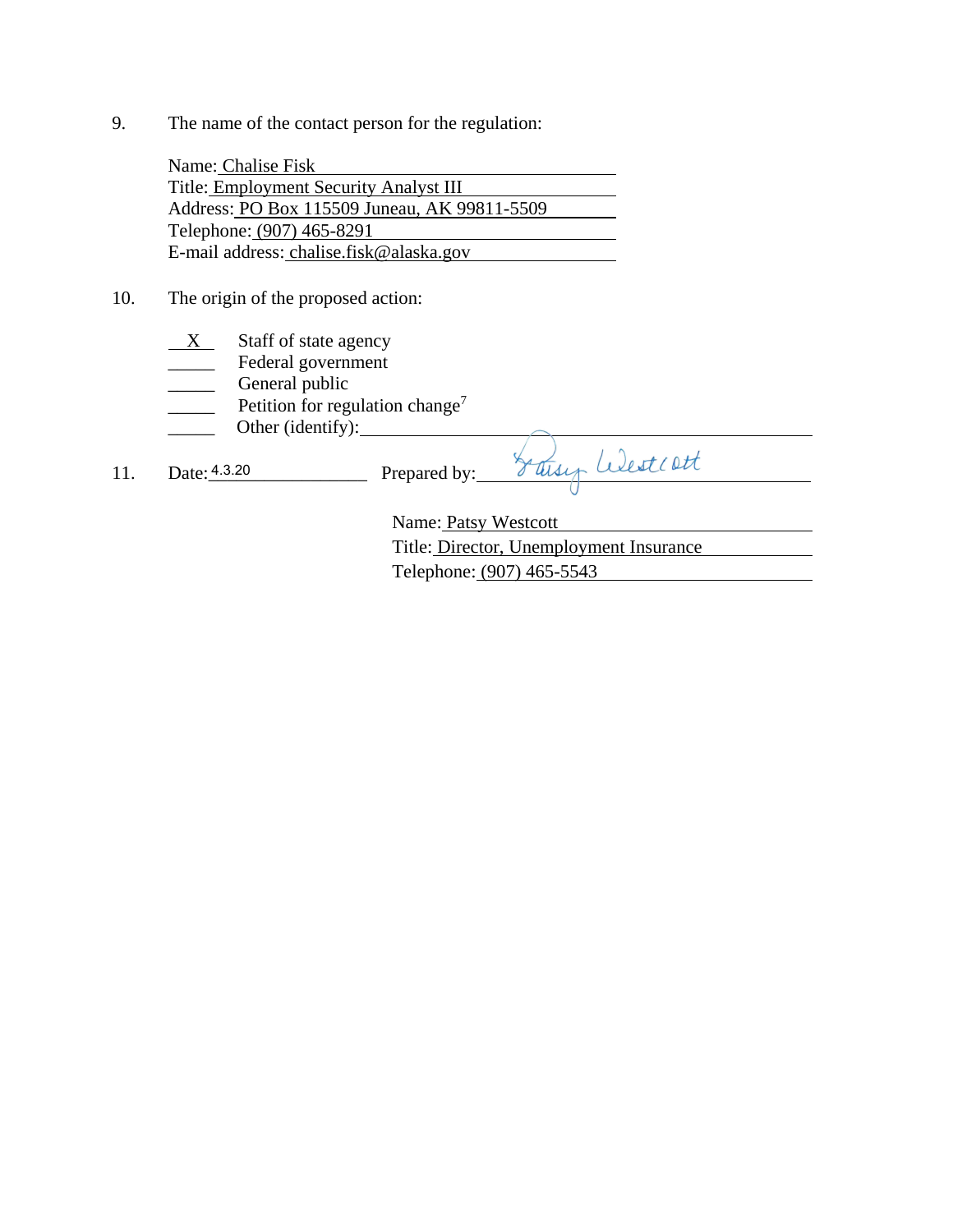9. The name of the contact person for the regulation:

   Name: Chalise Fisk
   Title: Employment Security Analyst III
   Address: PO Box 115509 Juneau, AK 99811-5509
   Telephone: (907) 465-8291
   E-mail address: chalise.fisk@alaska.gov

10. The origin of the proposed action:

    __X__ Staff of state agency
    _____ Federal government
    _____ General public
    _____ Petition for regulation change[7]
    _____ Other (identify): ____________________

11. Date: 4.3.20 Prepared by: Patsy Westcott

    Name: Patsy Westcott
    Title: Director, Unemployment Insurance
    Telephone: (907) 465-5543